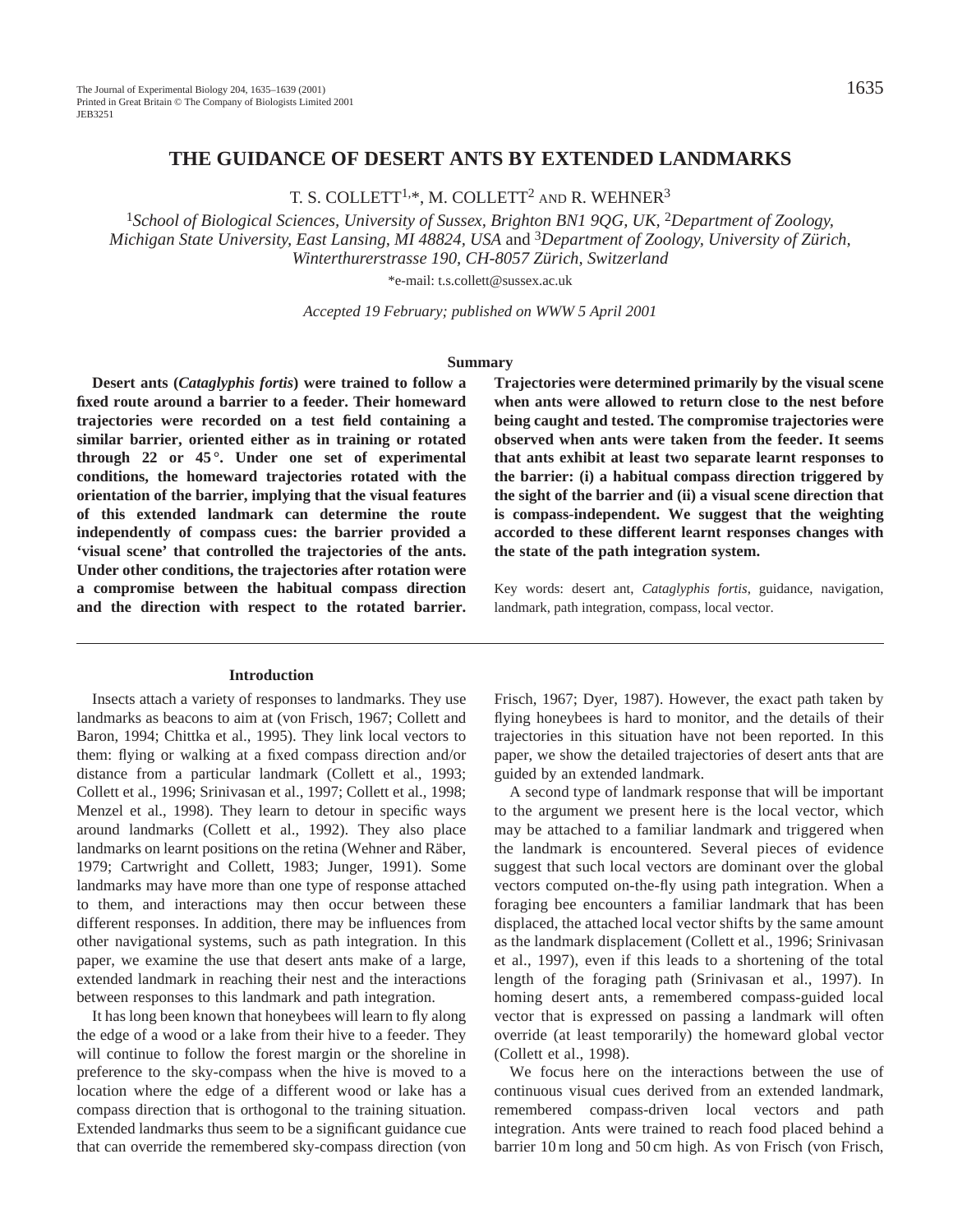# THE GUIDANCE OF DESERT ANTS BY EXTENDED LANDMARKS

T. S. COLLETT[1,*], M. COLLETT[2] AND R. WEHNER[3]

[1]*School of Biological Sciences, University of Sussex, Brighton BN1 9QG, UK*, [2]*Department of Zoology, Michigan State University, East Lansing, MI 48824, USA* and [3]*Department of Zoology, University of Zürich, Winterthurerstrasse 190, CH-8057 Zürich, Switzerland*

*e-mail: t.s.collett@sussex.ac.uk

*Accepted 19 February; published on WWW 5 April 2001*

## Summary

**Desert ants (*Cataglyphis fortis*) were trained to follow a fixed route around a barrier to a feeder. Their homeward trajectories were recorded on a test field containing a similar barrier, oriented either as in training or rotated through 22 or 45°. Under one set of experimental conditions, the homeward trajectories rotated with the orientation of the barrier, implying that the visual features of this extended landmark can determine the route independently of compass cues: the barrier provided a 'visual scene' that controlled the trajectories of the ants. Under other conditions, the trajectories after rotation were a compromise between the habitual compass direction and the direction with respect to the rotated barrier. Trajectories were determined primarily by the visual scene when ants were allowed to return close to the nest before being caught and tested. The compromise trajectories were observed when ants were taken from the feeder. It seems that ants exhibit at least two separate learnt responses to the barrier: (i) a habitual compass direction triggered by the sight of the barrier and (ii) a visual scene direction that is compass-independent. We suggest that the weighting accorded to these different learnt responses changes with the state of the path integration system.**

Key words: desert ant, *Cataglyphis fortis*, guidance, navigation, landmark, path integration, compass, local vector.

## Introduction

Insects attach a variety of responses to landmarks. They use landmarks as beacons to aim at (von Frisch, 1967; Collett and Baron, 1994; Chittka et al., 1995). They link local vectors to them: flying or walking at a fixed compass direction and/or distance from a particular landmark (Collett et al., 1993; Collett et al., 1996; Srinivasan et al., 1997; Collett et al., 1998; Menzel et al., 1998). They learn to detour in specific ways around landmarks (Collett et al., 1992). They also place landmarks on learnt positions on the retina (Wehner and Räber, 1979; Cartwright and Collett, 1983; Junger, 1991). Some landmarks may have more than one type of response attached to them, and interactions may then occur between these different responses. In addition, there may be influences from other navigational systems, such as path integration. In this paper, we examine the use that desert ants make of a large, extended landmark in reaching their nest and the interactions between responses to this landmark and path integration.

It has long been known that honeybees will learn to fly along the edge of a wood or a lake from their hive to a feeder. They will continue to follow the forest margin or the shoreline in preference to the sky-compass when the hive is moved to a location where the edge of a different wood or lake has a compass direction that is orthogonal to the training situation. Extended landmarks thus seem to be a significant guidance cue that can override the remembered sky-compass direction (von Frisch, 1967; Dyer, 1987). However, the exact path taken by flying honeybees is hard to monitor, and the details of their trajectories in this situation have not been reported. In this paper, we show the detailed trajectories of desert ants that are guided by an extended landmark.

A second type of landmark response that will be important to the argument we present here is the local vector, which may be attached to a familiar landmark and triggered when the landmark is encountered. Several pieces of evidence suggest that such local vectors are dominant over the global vectors computed on-the-fly using path integration. When a foraging bee encounters a familiar landmark that has been displaced, the attached local vector shifts by the same amount as the landmark displacement (Collett et al., 1996; Srinivasan et al., 1997), even if this leads to a shortening of the total length of the foraging path (Srinivasan et al., 1997). In homing desert ants, a remembered compass-guided local vector that is expressed on passing a landmark will often override (at least temporarily) the homeward global vector (Collett et al., 1998).

We focus here on the interactions between the use of continuous visual cues derived from an extended landmark, remembered compass-driven local vectors and path integration. Ants were trained to reach food placed behind a barrier 10 m long and 50 cm high. As von Frisch (von Frisch,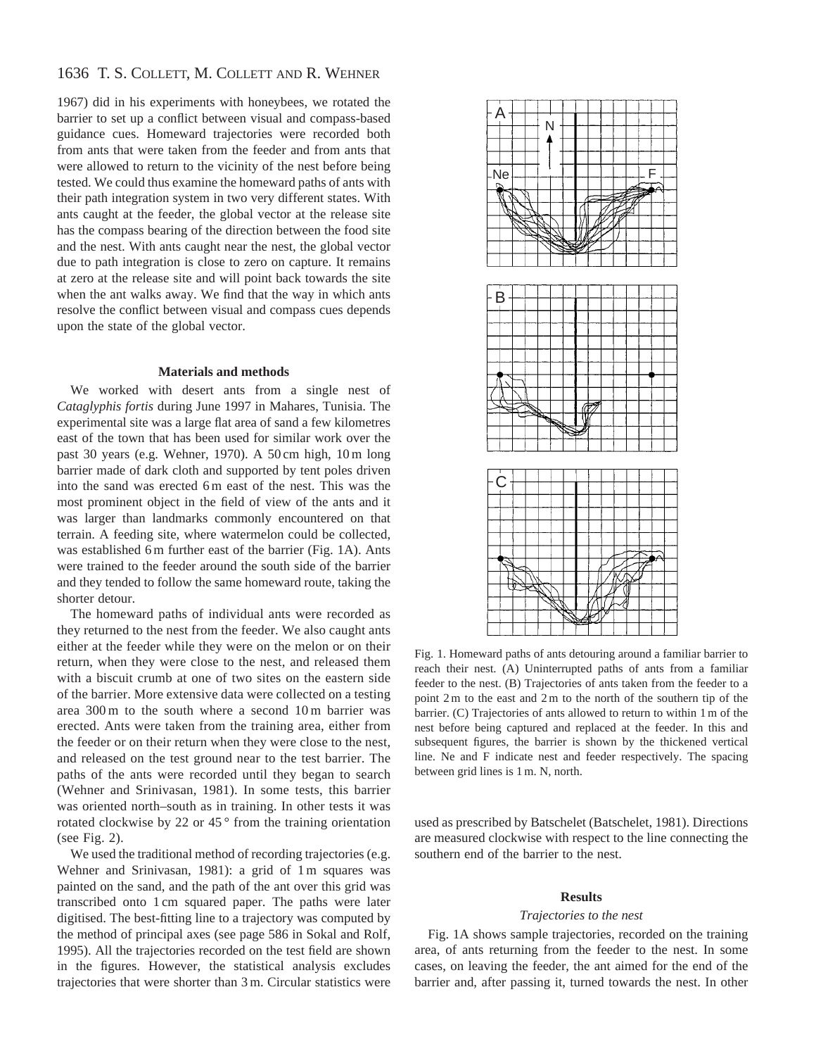1967) did in his experiments with honeybees, we rotated the barrier to set up a conflict between visual and compass-based guidance cues. Homeward trajectories were recorded both from ants that were taken from the feeder and from ants that were allowed to return to the vicinity of the nest before being tested. We could thus examine the homeward paths of ants with their path integration system in two very different states. With ants caught at the feeder, the global vector at the release site has the compass bearing of the direction between the food site and the nest. With ants caught near the nest, the global vector due to path integration is close to zero on capture. It remains at zero at the release site and will point back towards the site when the ant walks away. We find that the way in which ants resolve the conflict between visual and compass cues depends upon the state of the global vector.

## Materials and methods

We worked with desert ants from a single nest of *Cataglyphis fortis* during June 1997 in Mahares, Tunisia. The experimental site was a large flat area of sand a few kilometres east of the town that has been used for similar work over the past 30 years (e.g. Wehner, 1970). A 50 cm high, 10 m long barrier made of dark cloth and supported by tent poles driven into the sand was erected 6 m east of the nest. This was the most prominent object in the field of view of the ants and it was larger than landmarks commonly encountered on that terrain. A feeding site, where watermelon could be collected, was established 6 m further east of the barrier (Fig. 1A). Ants were trained to the feeder around the south side of the barrier and they tended to follow the same homeward route, taking the shorter detour.

The homeward paths of individual ants were recorded as they returned to the nest from the feeder. We also caught ants either at the feeder while they were on the melon or on their return, when they were close to the nest, and released them with a biscuit crumb at one of two sites on the eastern side of the barrier. More extensive data were collected on a testing area 300 m to the south where a second 10 m barrier was erected. Ants were taken from the training area, either from the feeder or on their return when they were close to the nest, and released on the test ground near to the test barrier. The paths of the ants were recorded until they began to search (Wehner and Srinivasan, 1981). In some tests, this barrier was oriented north–south as in training. In other tests it was rotated clockwise by 22 or 45 ° from the training orientation (see Fig. 2).

We used the traditional method of recording trajectories (e.g. Wehner and Srinivasan, 1981): a grid of 1 m squares was painted on the sand, and the path of the ant over this grid was transcribed onto 1 cm squared paper. The paths were later digitised. The best-fitting line to a trajectory was computed by the method of principal axes (see page 586 in Sokal and Rolf, 1995). All the trajectories recorded on the test field are shown in the figures. However, the statistical analysis excludes trajectories that were shorter than 3 m. Circular statistics were used as prescribed by Batschelet (Batschelet, 1981). Directions are measured clockwise with respect to the line connecting the southern end of the barrier to the nest.

Fig. 1. Homeward paths of ants detouring around a familiar barrier to reach their nest. (A) Uninterrupted paths of ants from a familiar feeder to the nest. (B) Trajectories of ants taken from the feeder to a point 2 m to the east and 2 m to the north of the southern tip of the barrier. (C) Trajectories of ants allowed to return to within 1 m of the nest before being captured and replaced at the feeder. In this and subsequent figures, the barrier is shown by the thickened vertical line. Ne and F indicate nest and feeder respectively. The spacing between grid lines is 1 m. N, north.

## Results

### *Trajectories to the nest*

Fig. 1A shows sample trajectories, recorded on the training area, of ants returning from the feeder to the nest. In some cases, on leaving the feeder, the ant aimed for the end of the barrier and, after passing it, turned towards the nest. In other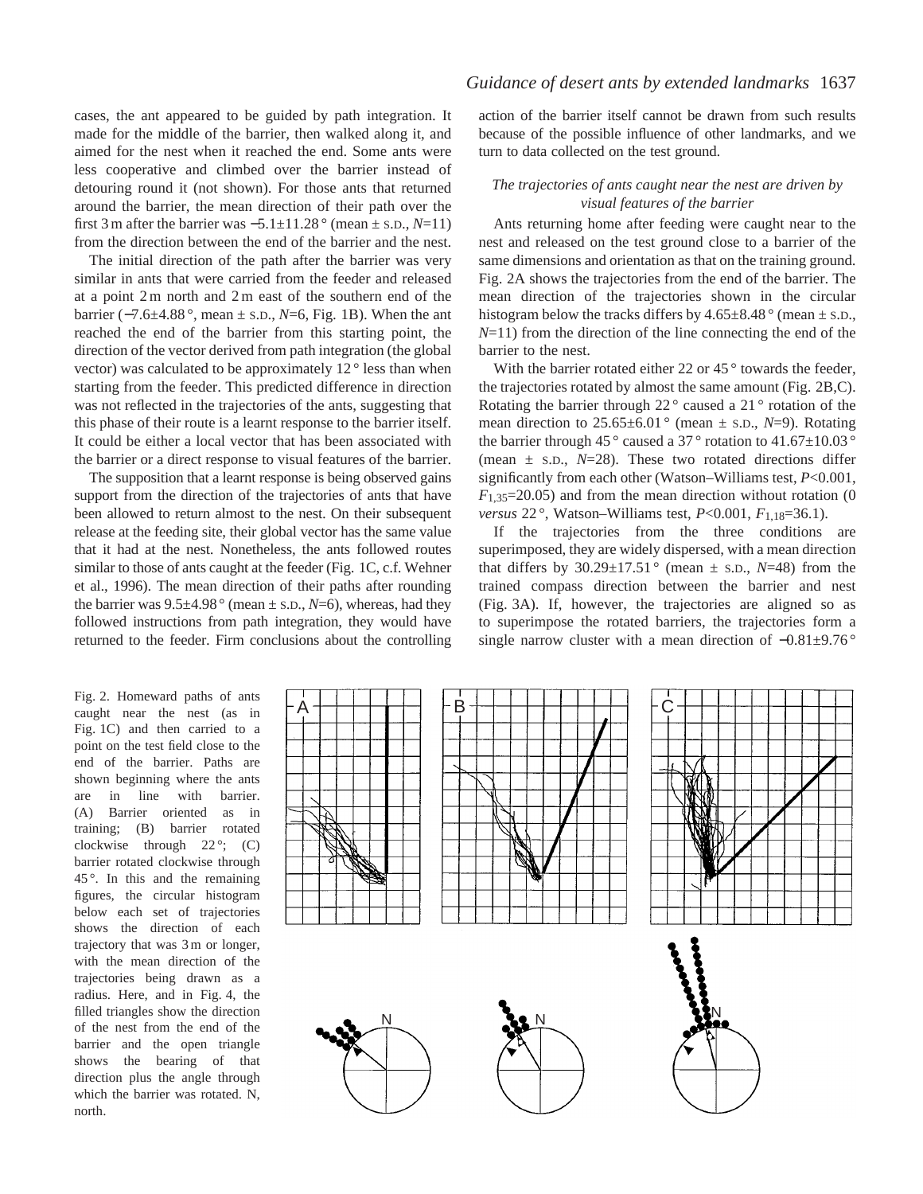cases, the ant appeared to be guided by path integration. It made for the middle of the barrier, then walked along it, and aimed for the nest when it reached the end. Some ants were less cooperative and climbed over the barrier instead of detouring round it (not shown). For those ants that returned around the barrier, the mean direction of their path over the first 3 m after the barrier was −5.1±11.28 ° (mean ± S.D., $N$=11) from the direction between the end of the barrier and the nest.

The initial direction of the path after the barrier was very similar in ants that were carried from the feeder and released at a point 2 m north and 2 m east of the southern end of the barrier (−7.6±4.88 °, mean ± S.D., $N$=6, Fig. 1B). When the ant reached the end of the barrier from this starting point, the direction of the vector derived from path integration (the global vector) was calculated to be approximately 12 ° less than when starting from the feeder. This predicted difference in direction was not reflected in the trajectories of the ants, suggesting that this phase of their route is a learnt response to the barrier itself. It could be either a local vector that has been associated with the barrier or a direct response to visual features of the barrier.

The supposition that a learnt response is being observed gains support from the direction of the trajectories of ants that have been allowed to return almost to the nest. On their subsequent release at the feeding site, their global vector has the same value that it had at the nest. Nonetheless, the ants followed routes similar to those of ants caught at the feeder (Fig. 1C, c.f. Wehner et al., 1996). The mean direction of their paths after rounding the barrier was 9.5±4.98 ° (mean ± S.D., $N$=6), whereas, had they followed instructions from path integration, they would have returned to the feeder. Firm conclusions about the controlling action of the barrier itself cannot be drawn from such results because of the possible influence of other landmarks, and we turn to data collected on the test ground.

### *The trajectories of ants caught near the nest are driven by visual features of the barrier*

Ants returning home after feeding were caught near to the nest and released on the test ground close to a barrier of the same dimensions and orientation as that on the training ground. Fig. 2A shows the trajectories from the end of the barrier. The mean direction of the trajectories shown in the circular histogram below the tracks differs by 4.65±8.48 ° (mean ± S.D., $N$=11) from the direction of the line connecting the end of the barrier to the nest.

With the barrier rotated either 22 or 45 ° towards the feeder, the trajectories rotated by almost the same amount (Fig. 2B,C). Rotating the barrier through 22 ° caused a 21 ° rotation of the mean direction to 25.65±6.01 ° (mean ± S.D., $N$=9). Rotating the barrier through 45 ° caused a 37 ° rotation to 41.67±10.03 ° (mean ± S.D., $N$=28). These two rotated directions differ significantly from each other (Watson–Williams test, $P$<0.001, $F_{1,35}$=20.05) and from the mean direction without rotation (0 *versus* 22 °, Watson–Williams test, $P$<0.001, $F_{1,18}$=36.1).

If the trajectories from the three conditions are superimposed, they are widely dispersed, with a mean direction that differs by 30.29±17.51 ° (mean ± S.D., $N$=48) from the trained compass direction between the barrier and nest (Fig. 3A). If, however, the trajectories are aligned so as to superimpose the rotated barriers, the trajectories form a single narrow cluster with a mean direction of −0.81±9.76 °

Fig. 2. Homeward paths of ants caught near the nest (as in Fig. 1C) and then carried to a point on the test field close to the end of the barrier. Paths are shown beginning where the ants are in line with barrier. (A) Barrier oriented as in training; (B) barrier rotated clockwise through 22 °; (C) barrier rotated clockwise through 45 °. In this and the remaining figures, the circular histogram below each set of trajectories shows the direction of each trajectory that was 3 m or longer, with the mean direction of the trajectories being drawn as a radius. Here, and in Fig. 4, the filled triangles show the direction of the nest from the end of the barrier and the open triangle shows the bearing of that direction plus the angle through which the barrier was rotated. N, north.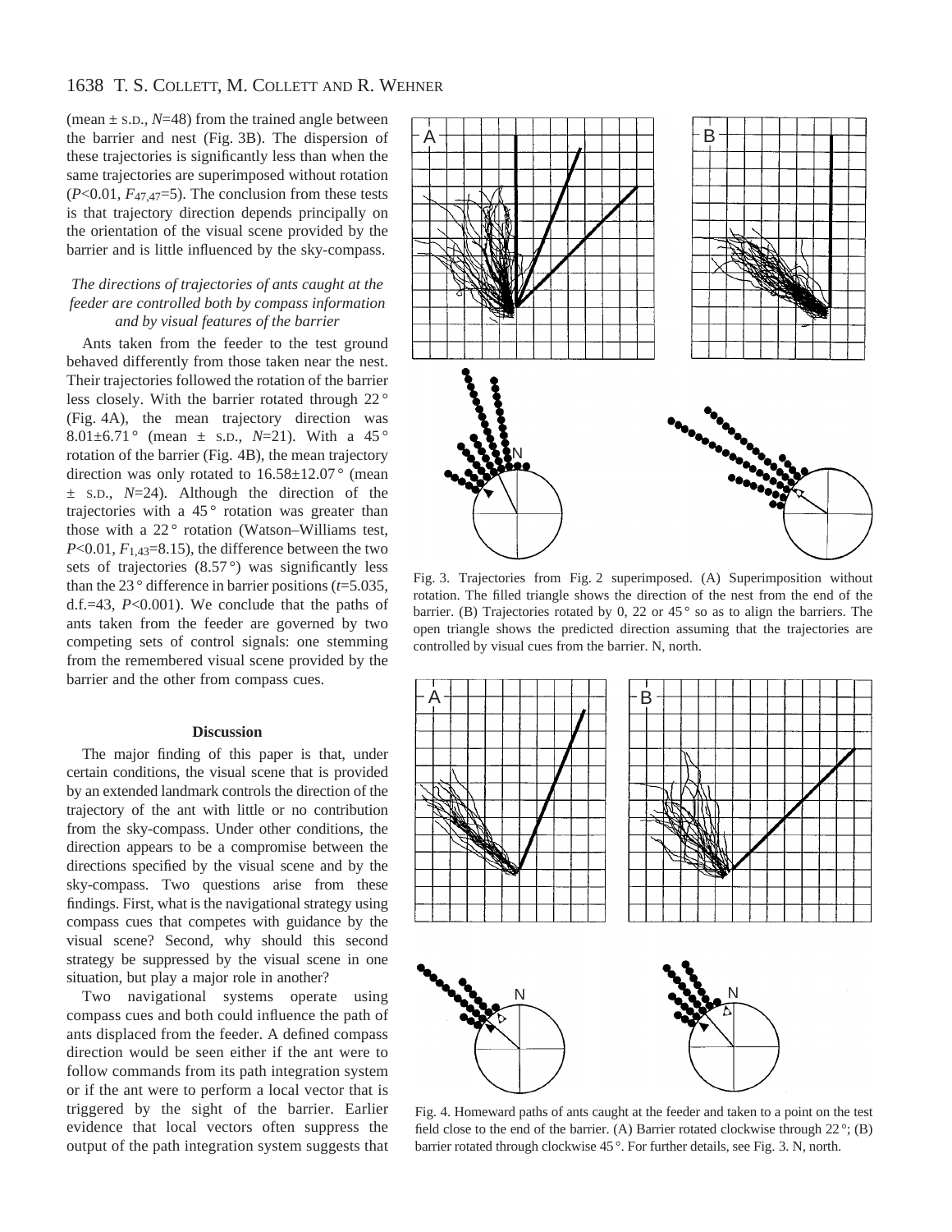(mean ± S.D., $N$=48) from the trained angle between the barrier and nest (Fig. 3B). The dispersion of these trajectories is significantly less than when the same trajectories are superimposed without rotation ($P$<0.01, $F_{47,47}$=5). The conclusion from these tests is that trajectory direction depends principally on the orientation of the visual scene provided by the barrier and is little influenced by the sky-compass.

### *The directions of trajectories of ants caught at the feeder are controlled both by compass information and by visual features of the barrier*

Ants taken from the feeder to the test ground behaved differently from those taken near the nest. Their trajectories followed the rotation of the barrier less closely. With the barrier rotated through 22 ° (Fig. 4A), the mean trajectory direction was 8.01±6.71 ° (mean ± S.D., $N$=21). With a 45 ° rotation of the barrier (Fig. 4B), the mean trajectory direction was only rotated to 16.58±12.07 ° (mean ± S.D., $N$=24). Although the direction of the trajectories with a 45 ° rotation was greater than those with a 22 ° rotation (Watson–Williams test, $P$<0.01, $F_{1,43}$=8.15), the difference between the two sets of trajectories (8.57 °) was significantly less than the 23 ° difference in barrier positions ($t$=5.035, d.f.=43, $P$<0.001). We conclude that the paths of ants taken from the feeder are governed by two competing sets of control signals: one stemming from the remembered visual scene provided by the barrier and the other from compass cues.

Fig. 3. Trajectories from Fig. 2 superimposed. (A) Superimposition without rotation. The filled triangle shows the direction of the nest from the end of the barrier. (B) Trajectories rotated by 0, 22 or 45 ° so as to align the barriers. The open triangle shows the predicted direction assuming that the trajectories are controlled by visual cues from the barrier. N, north.

Fig. 4. Homeward paths of ants caught at the feeder and taken to a point on the test field close to the end of the barrier. (A) Barrier rotated clockwise through 22 °; (B) barrier rotated through clockwise 45 °. For further details, see Fig. 3. N, north.

## Discussion

The major finding of this paper is that, under certain conditions, the visual scene that is provided by an extended landmark controls the direction of the trajectory of the ant with little or no contribution from the sky-compass. Under other conditions, the direction appears to be a compromise between the directions specified by the visual scene and by the sky-compass. Two questions arise from these findings. First, what is the navigational strategy using compass cues that competes with guidance by the visual scene? Second, why should this second strategy be suppressed by the visual scene in one situation, but play a major role in another?

Two navigational systems operate using compass cues and both could influence the path of ants displaced from the feeder. A defined compass direction would be seen either if the ant were to follow commands from its path integration system or if the ant were to perform a local vector that is triggered by the sight of the barrier. Earlier evidence that local vectors often suppress the output of the path integration system suggests that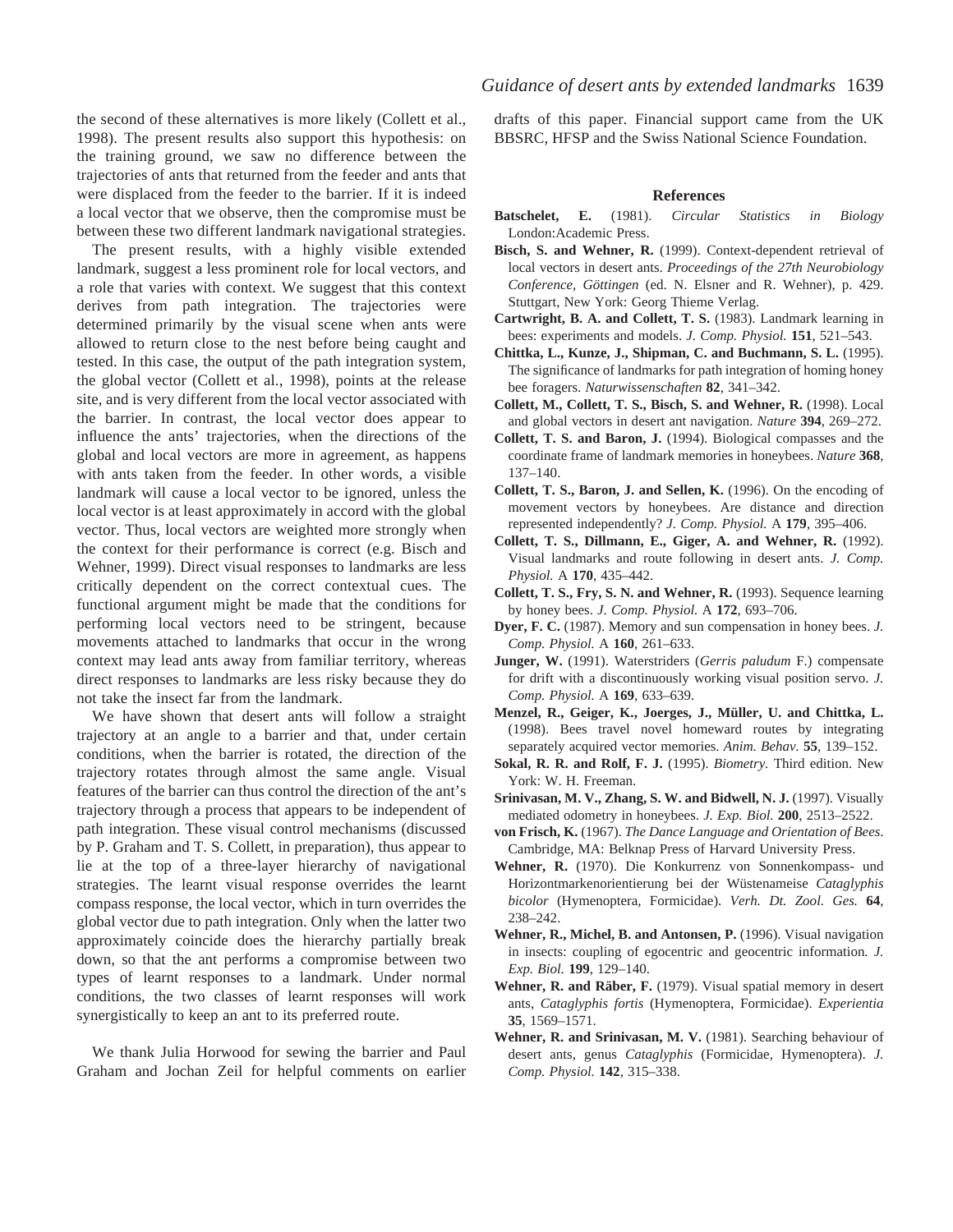the second of these alternatives is more likely (Collett et al., 1998). The present results also support this hypothesis: on the training ground, we saw no difference between the trajectories of ants that returned from the feeder and ants that were displaced from the feeder to the barrier. If it is indeed a local vector that we observe, then the compromise must be between these two different landmark navigational strategies.

The present results, with a highly visible extended landmark, suggest a less prominent role for local vectors, and a role that varies with context. We suggest that this context derives from path integration. The trajectories were determined primarily by the visual scene when ants were allowed to return close to the nest before being caught and tested. In this case, the output of the path integration system, the global vector (Collett et al., 1998), points at the release site, and is very different from the local vector associated with the barrier. In contrast, the local vector does appear to influence the ants' trajectories, when the directions of the global and local vectors are more in agreement, as happens with ants taken from the feeder. In other words, a visible landmark will cause a local vector to be ignored, unless the local vector is at least approximately in accord with the global vector. Thus, local vectors are weighted more strongly when the context for their performance is correct (e.g. Bisch and Wehner, 1999). Direct visual responses to landmarks are less critically dependent on the correct contextual cues. The functional argument might be made that the conditions for performing local vectors need to be stringent, because movements attached to landmarks that occur in the wrong context may lead ants away from familiar territory, whereas direct responses to landmarks are less risky because they do not take the insect far from the landmark.

We have shown that desert ants will follow a straight trajectory at an angle to a barrier and that, under certain conditions, when the barrier is rotated, the direction of the trajectory rotates through almost the same angle. Visual features of the barrier can thus control the direction of the ant's trajectory through a process that appears to be independent of path integration. These visual control mechanisms (discussed by P. Graham and T. S. Collett, in preparation), thus appear to lie at the top of a three-layer hierarchy of navigational strategies. The learnt visual response overrides the learnt compass response, the local vector, which in turn overrides the global vector due to path integration. Only when the latter two approximately coincide does the hierarchy partially break down, so that the ant performs a compromise between two types of learnt responses to a landmark. Under normal conditions, the two classes of learnt responses will work synergistically to keep an ant to its preferred route.

We thank Julia Horwood for sewing the barrier and Paul Graham and Jochan Zeil for helpful comments on earlier drafts of this paper. Financial support came from the UK BBSRC, HFSP and the Swiss National Science Foundation.

## References

**Batschelet, E.** (1981). *Circular Statistics in Biology* London:Academic Press.

**Bisch, S. and Wehner, R.** (1999). Context-dependent retrieval of local vectors in desert ants. *Proceedings of the 27th Neurobiology Conference, Göttingen* (ed. N. Elsner and R. Wehner), p. 429. Stuttgart, New York: Georg Thieme Verlag.

**Cartwright, B. A. and Collett, T. S.** (1983). Landmark learning in bees: experiments and models. *J. Comp. Physiol.* **151**, 521–543.

**Chittka, L., Kunze, J., Shipman, C. and Buchmann, S. L.** (1995). The significance of landmarks for path integration of homing honey bee foragers. *Naturwissenschaften* **82**, 341–342.

**Collett, M., Collett, T. S., Bisch, S. and Wehner, R.** (1998). Local and global vectors in desert ant navigation. *Nature* **394**, 269–272.

**Collett, T. S. and Baron, J.** (1994). Biological compasses and the coordinate frame of landmark memories in honeybees. *Nature* **368**, 137–140.

**Collett, T. S., Baron, J. and Sellen, K.** (1996). On the encoding of movement vectors by honeybees. Are distance and direction represented independently? *J. Comp. Physiol.* A **179**, 395–406.

**Collett, T. S., Dillmann, E., Giger, A. and Wehner, R.** (1992). Visual landmarks and route following in desert ants. *J. Comp. Physiol.* A **170**, 435–442.

**Collett, T. S., Fry, S. N. and Wehner, R.** (1993). Sequence learning by honey bees. *J. Comp. Physiol.* A **172**, 693–706.

**Dyer, F. C.** (1987). Memory and sun compensation in honey bees. *J. Comp. Physiol.* A **160**, 261–633.

**Junger, W.** (1991). Waterstriders (*Gerris paludum* F.) compensate for drift with a discontinuously working visual position servo. *J. Comp. Physiol.* A **169**, 633–639.

**Menzel, R., Geiger, K., Joerges, J., Müller, U. and Chittka, L.** (1998). Bees travel novel homeward routes by integrating separately acquired vector memories. *Anim. Behav.* **55**, 139–152.

**Sokal, R. R. and Rolf, F. J.** (1995). *Biometry*. Third edition. New York: W. H. Freeman.

**Srinivasan, M. V., Zhang, S. W. and Bidwell, N. J.** (1997). Visually mediated odometry in honeybees. *J. Exp. Biol.* **200**, 2513–2522.

**von Frisch, K.** (1967). *The Dance Language and Orientation of Bees*. Cambridge, MA: Belknap Press of Harvard University Press.

**Wehner, R.** (1970). Die Konkurrenz von Sonnenkompass- und Horizontmarkenorientierung bei der Wüstenameise *Cataglyphis bicolor* (Hymenoptera, Formicidae). *Verh. Dt. Zool. Ges.* **64**, 238–242.

**Wehner, R., Michel, B. and Antonsen, P.** (1996). Visual navigation in insects: coupling of egocentric and geocentric information. *J. Exp. Biol.* **199**, 129–140.

**Wehner, R. and Räber, F.** (1979). Visual spatial memory in desert ants, *Cataglyphis fortis* (Hymenoptera, Formicidae). *Experientia* **35**, 1569–1571.

**Wehner, R. and Srinivasan, M. V.** (1981). Searching behaviour of desert ants, genus *Cataglyphis* (Formicidae, Hymenoptera). *J. Comp. Physiol.* **142**, 315–338.